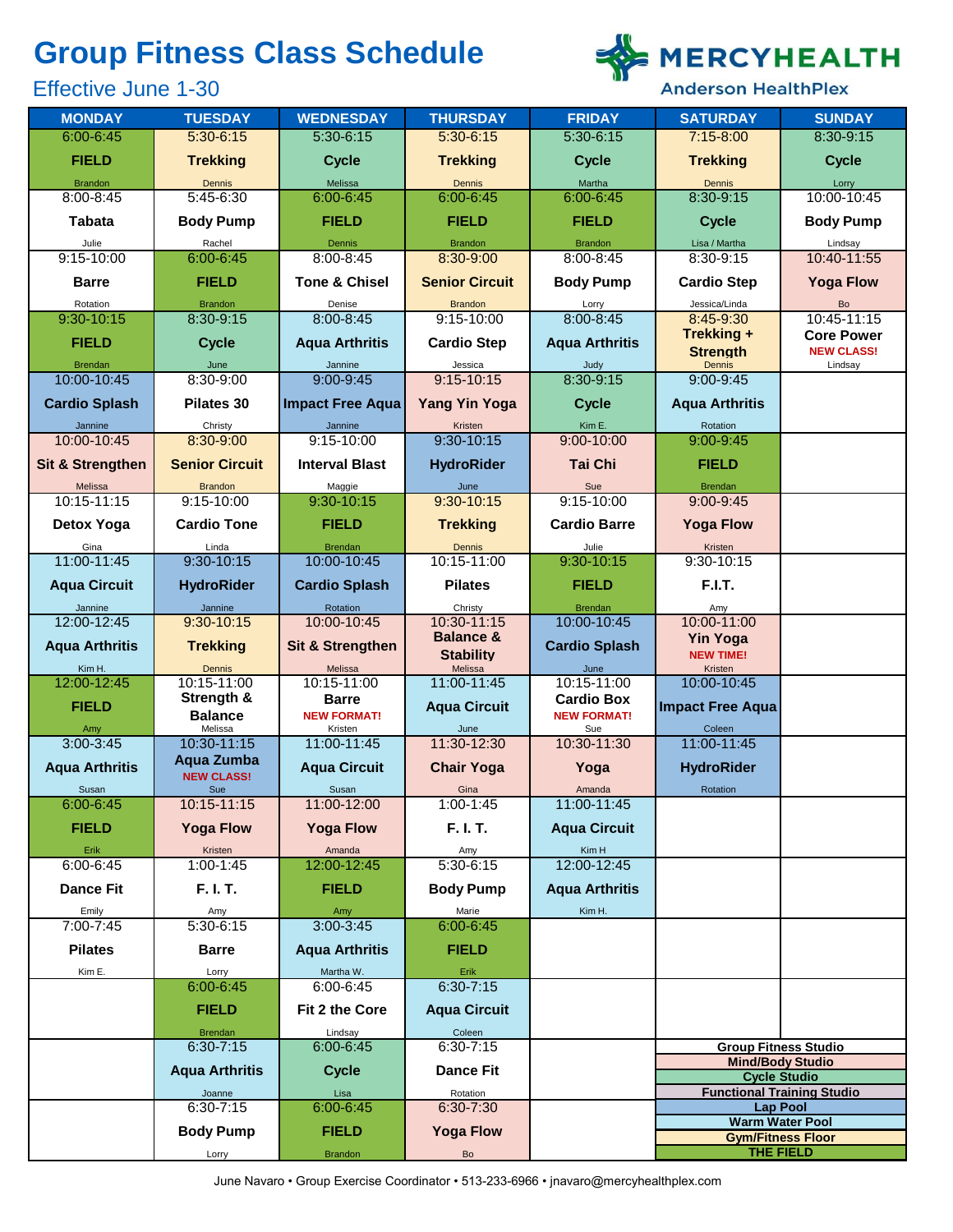# Group Fitness Class Schedule

Effective June 1-30

MERCYHEALTH
Anderson HealthPlex

| MONDAY | TUESDAY | WEDNESDAY | THURSDAY | FRIDAY | SATURDAY | SUNDAY |
|---|---|---|---|---|---|---|
| 6:00-6:45 **FIELD** Brandon | 5:30-6:15 **Trekking** Dennis | 5:30-6:15 **Cycle** Melissa | 5:30-6:15 **Trekking** Dennis | 5:30-6:15 **Cycle** Martha | 7:15-8:00 **Trekking** Dennis | 8:30-9:15 **Cycle** Lorry |
| 8:00-8:45 **Tabata** Julie | 5:45-6:30 **Body Pump** Rachel | 6:00-6:45 **FIELD** Dennis | 6:00-6:45 **FIELD** Brandon | 6:00-6:45 **FIELD** Brandon | 8:30-9:15 **Cycle** Lisa / Martha | 10:00-10:45 **Body Pump** Lindsay |
| 9:15-10:00 **Barre** Rotation | 6:00-6:45 **FIELD** Brandon | 8:00-8:45 **Tone & Chisel** Denise | 8:30-9:00 **Senior Circuit** Brandon | 8:00-8:45 **Body Pump** Lorry | 8:30-9:15 **Cardio Step** Jessica/Linda | 10:40-11:55 **Yoga Flow** Bo |
| 9:30-10:15 **FIELD** Brendan | 8:30-9:15 **Cycle** June | 8:00-8:45 **Aqua Arthritis** Jannine | 9:15-10:00 **Cardio Step** Jessica | 8:00-8:45 **Aqua Arthritis** Judy | 8:45-9:30 **Trekking + Strength** Dennis | 10:45-11:15 **Core Power** NEW CLASS! Lindsay |
| 10:00-10:45 **Cardio Splash** Jannine | 8:30-9:00 **Pilates 30** Christy | 9:00-9:45 **Impact Free Aqua** Jannine | 9:15-10:15 **Yang Yin Yoga** Kristen | 8:30-9:15 **Cycle** Kim E. | 9:00-9:45 **Aqua Arthritis** Rotation | |
| 10:00-10:45 **Sit & Strengthen** Melissa | 8:30-9:00 **Senior Circuit** Brandon | 9:15-10:00 **Interval Blast** Maggie | 9:30-10:15 **HydroRider** June | 9:00-10:00 **Tai Chi** Sue | 9:00-9:45 **FIELD** Brendan | |
| 10:15-11:15 **Detox Yoga** Gina | 9:15-10:00 **Cardio Tone** Linda | 9:30-10:15 **FIELD** Brendan | 9:30-10:15 **Trekking** Dennis | 9:15-10:00 **Cardio Barre** Julie | 9:00-9:45 **Yoga Flow** Kristen | |
| 11:00-11:45 **Aqua Circuit** Jannine | 9:30-10:15 **HydroRider** Jannine | 10:00-10:45 **Cardio Splash** Rotation | 10:15-11:00 **Pilates** Christy | 9:30-10:15 **FIELD** Brendan | 9:30-10:15 **F.I.T.** Amy | |
| 12:00-12:45 **Aqua Arthritis** Kim H. | 9:30-10:15 **Trekking** Dennis | 10:00-10:45 **Sit & Strengthen** Melissa | 10:30-11:15 **Balance & Stability** Melissa | 10:00-10:45 **Cardio Splash** June | 10:00-11:00 **Yin Yoga** NEW TIME! Kristen | |
| 12:00-12:45 **FIELD** Amy | 10:15-11:00 **Strength & Balance** Melissa | 10:15-11:00 **Barre** NEW FORMAT! Kristen | 11:00-11:45 **Aqua Circuit** June | 10:15-11:00 **Cardio Box** NEW FORMAT! Sue | 10:00-10:45 **Impact Free Aqua** Coleen | |
| 3:00-3:45 **Aqua Arthritis** Susan | 10:30-11:15 **Aqua Zumba** NEW CLASS! Sue | 11:00-11:45 **Aqua Circuit** Susan | 11:30-12:30 **Chair Yoga** Gina | 10:30-11:30 **Yoga** Amanda | 11:00-11:45 **HydroRider** Rotation | |
| 6:00-6:45 **FIELD** Erik | 10:15-11:15 **Yoga Flow** Kristen | 11:00-12:00 **Yoga Flow** Amanda | 1:00-1:45 **F. I. T.** Amy | 11:00-11:45 **Aqua Circuit** Kim H | | |
| 6:00-6:45 **Dance Fit** Emily | 1:00-1:45 **F. I. T.** Amy | 12:00-12:45 **FIELD** Amy | 5:30-6:15 **Body Pump** Marie | 12:00-12:45 **Aqua Arthritis** Kim H. | | |
| 7:00-7:45 **Pilates** Kim E. | 5:30-6:15 **Barre** Lorry | 3:00-3:45 **Aqua Arthritis** Martha W. | 6:00-6:45 **FIELD** Erik | | | |
| | 6:00-6:45 **FIELD** Brendan | 6:00-6:45 **Fit 2 the Core** Lindsay | 6:30-7:15 **Aqua Circuit** Coleen | | | |
| | 6:30-7:15 **Aqua Arthritis** Joanne | 6:00-6:45 **Cycle** Lisa | 6:30-7:15 **Dance Fit** Rotation | | | |
| | 6:30-7:15 **Body Pump** Lorry | 6:00-6:45 **FIELD** Brandon | 6:30-7:30 **Yoga Flow** Bo | | | |

**Legend:**
- Group Fitness Studio
- Mind/Body Studio
- Cycle Studio
- Functional Training Studio
- Lap Pool
- Warm Water Pool
- Gym/Fitness Floor
- THE FIELD

June Navaro • Group Exercise Coordinator • 513-233-6966 • jnavaro@mercyhealthplex.com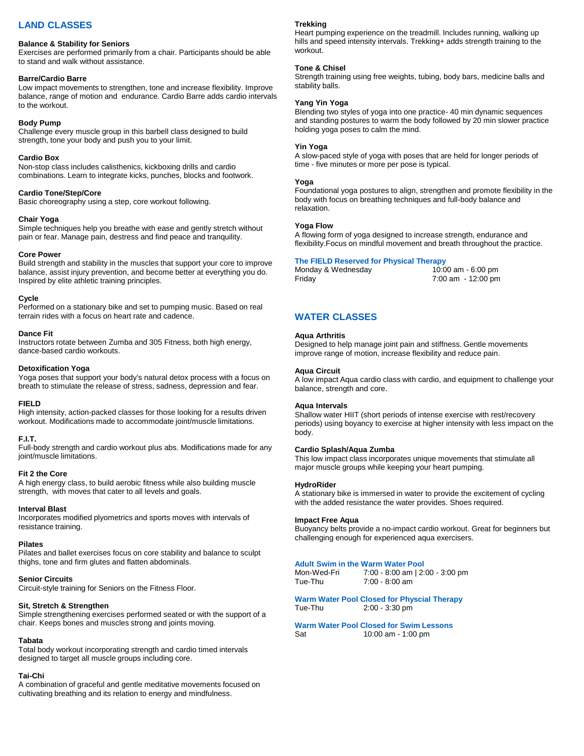## LAND CLASSES

**Balance & Stability for Seniors**
Exercises are performed primarily from a chair. Participants should be able to stand and walk without assistance.

**Barre/Cardio Barre**
Low impact movements to strengthen, tone and increase flexibility. Improve balance, range of motion and endurance. Cardio Barre adds cardio intervals to the workout.

**Body Pump**
Challenge every muscle group in this barbell class designed to build strength, tone your body and push you to your limit.

**Cardio Box**
Non-stop class includes calisthenics, kickboxing drills and cardio combinations. Learn to integrate kicks, punches, blocks and footwork.

**Cardio Tone/Step/Core**
Basic choreography using a step, core workout following.

**Chair Yoga**
Simple techniques help you breathe with ease and gently stretch without pain or fear. Manage pain, destress and find peace and tranquility.

**Core Power**
Build strength and stability in the muscles that support your core to improve balance, assist injury prevention, and become better at everything you do. Inspired by elite athletic training principles.

**Cycle**
Performed on a stationary bike and set to pumping music. Based on real terrain rides with a focus on heart rate and cadence.

**Dance Fit**
Instructors rotate between Zumba and 305 Fitness, both high energy, dance-based cardio workouts.

**Detoxification Yoga**
Yoga poses that support your body's natural detox process with a focus on breath to stimulate the release of stress, sadness, depression and fear.

**FIELD**
High intensity, action-packed classes for those looking for a results driven workout. Modifications made to accommodate joint/muscle limitations.

**F.I.T.**
Full-body strength and cardio workout plus abs. Modifications made for any joint/muscle limitations.

**Fit 2 the Core**
A high energy class, to build aerobic fitness while also building muscle strength, with moves that cater to all levels and goals.

**Interval Blast**
Incorporates modified plyometrics and sports moves with intervals of resistance training.

**Pilates**
Pilates and ballet exercises focus on core stability and balance to sculpt thighs, tone and firm glutes and flatten abdominals.

**Senior Circuits**
Circuit-style training for Seniors on the Fitness Floor.

**Sit, Stretch & Strengthen**
Simple strengthening exercises performed seated or with the support of a chair. Keeps bones and muscles strong and joints moving.

**Tabata**
Total body workout incorporating strength and cardio timed intervals designed to target all muscle groups including core.

**Tai-Chi**
A combination of graceful and gentle meditative movements focused on cultivating breathing and its relation to energy and mindfulness.

**Trekking**
Heart pumping experience on the treadmill. Includes running, walking up hills and speed intensity intervals. Trekking+ adds strength training to the workout.

**Tone & Chisel**
Strength training using free weights, tubing, body bars, medicine balls and stability balls.

**Yang Yin Yoga**
Blending two styles of yoga into one practice- 40 min dynamic sequences and standing postures to warm the body followed by 20 min slower practice holding yoga poses to calm the mind.

**Yin Yoga**
A slow-paced style of yoga with poses that are held for longer periods of time - five minutes or more per pose is typical.

**Yoga**
Foundational yoga postures to align, strengthen and promote flexibility in the body with focus on breathing techniques and full-body balance and relaxation.

**Yoga Flow**
A flowing form of yoga designed to increase strength, endurance and flexibility.Focus on mindful movement and breath throughout the practice.

### The FIELD Reserved for Physical Therapy

| | |
|---|---|
| Monday & Wednesday | 10:00 am - 6:00 pm |
| Friday | 7:00 am - 12:00 pm |

## WATER CLASSES

**Aqua Arthritis**
Designed to help manage joint pain and stiffness. Gentle movements improve range of motion, increase flexibility and reduce pain.

**Aqua Circuit**
A low impact Aqua cardio class with cardio, and equipment to challenge your balance, strength and core.

**Aqua Intervals**
Shallow water HIIT (short periods of intense exercise with rest/recovery periods) using boyancy to exercise at higher intensity with less impact on the body.

**Cardio Splash/Aqua Zumba**
This low impact class incorporates unique movements that stimulate all major muscle groups while keeping your heart pumping.

**HydroRider**
A stationary bike is immersed in water to provide the excitement of cycling with the added resistance the water provides. Shoes required.

**Impact Free Aqua**
Buoyancy belts provide a no-impact cardio workout. Great for beginners but challenging enough for experienced aqua exercisers.

### Adult Swim in the Warm Water Pool

| | |
|---|---|
| Mon-Wed-Fri | 7:00 - 8:00 am \| 2:00 - 3:00 pm |
| Tue-Thu | 7:00 - 8:00 am |

### Warm Water Pool Closed for Physcial Therapy

| | |
|---|---|
| Tue-Thu | 2:00 - 3:30 pm |

### Warm Water Pool Closed for Swim Lessons

| | |
|---|---|
| Sat | 10:00 am - 1:00 pm |